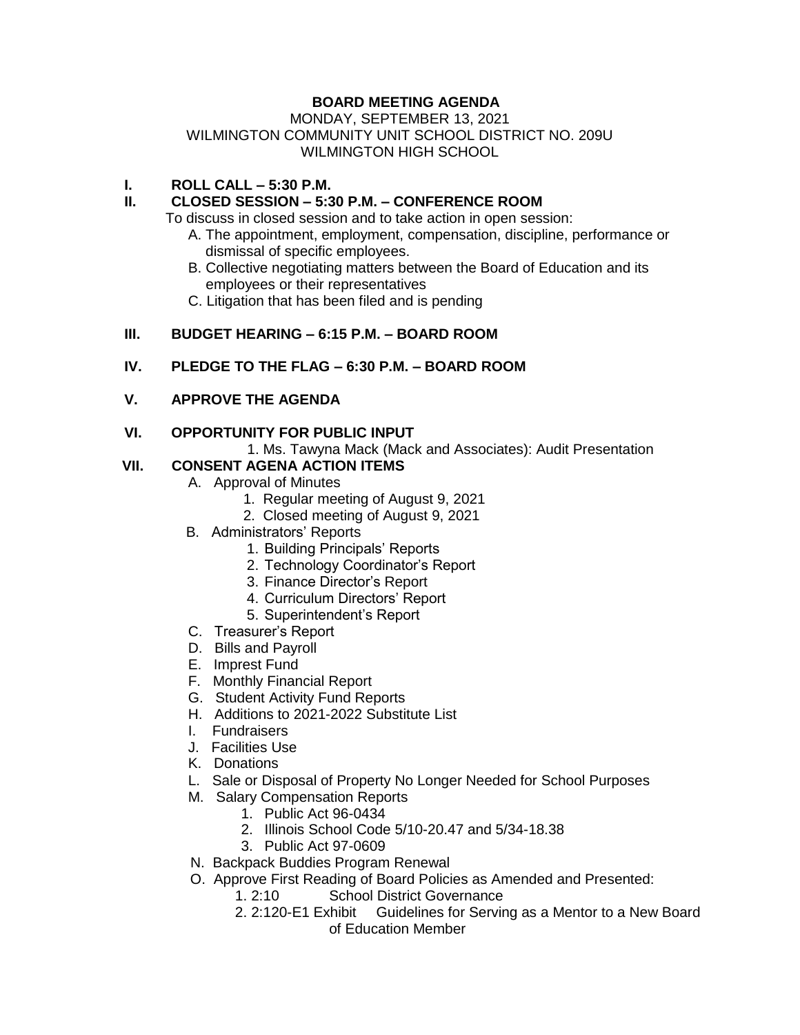# BOARD MEETING AGENDA

MONDAY, SEPTEMBER 13, 2021
WILMINGTON COMMUNITY UNIT SCHOOL DISTRICT NO. 209U
WILMINGTON HIGH SCHOOL

**I. ROLL CALL – 5:30 P.M.**

**II. CLOSED SESSION – 5:30 P.M. – CONFERENCE ROOM**

To discuss in closed session and to take action in open session:

A. The appointment, employment, compensation, discipline, performance or dismissal of specific employees.
B. Collective negotiating matters between the Board of Education and its employees or their representatives
C. Litigation that has been filed and is pending

**III. BUDGET HEARING – 6:15 P.M. – BOARD ROOM**

**IV. PLEDGE TO THE FLAG – 6:30 P.M. – BOARD ROOM**

**V. APPROVE THE AGENDA**

**VI. OPPORTUNITY FOR PUBLIC INPUT**

1. Ms. Tawyna Mack (Mack and Associates): Audit Presentation

**VII. CONSENT AGENA ACTION ITEMS**

A. Approval of Minutes
   1. Regular meeting of August 9, 2021
   2. Closed meeting of August 9, 2021
B. Administrators' Reports
   1. Building Principals' Reports
   2. Technology Coordinator's Report
   3. Finance Director's Report
   4. Curriculum Directors' Report
   5. Superintendent's Report
C. Treasurer's Report
D. Bills and Payroll
E. Imprest Fund
F. Monthly Financial Report
G. Student Activity Fund Reports
H. Additions to 2021-2022 Substitute List
I. Fundraisers
J. Facilities Use
K. Donations
L. Sale or Disposal of Property No Longer Needed for School Purposes
M. Salary Compensation Reports
   1. Public Act 96-0434
   2. Illinois School Code 5/10-20.47 and 5/34-18.38
   3. Public Act 97-0609
N. Backpack Buddies Program Renewal
O. Approve First Reading of Board Policies as Amended and Presented:
   1. 2:10 School District Governance
   2. 2:120-E1 Exhibit Guidelines for Serving as a Mentor to a New Board of Education Member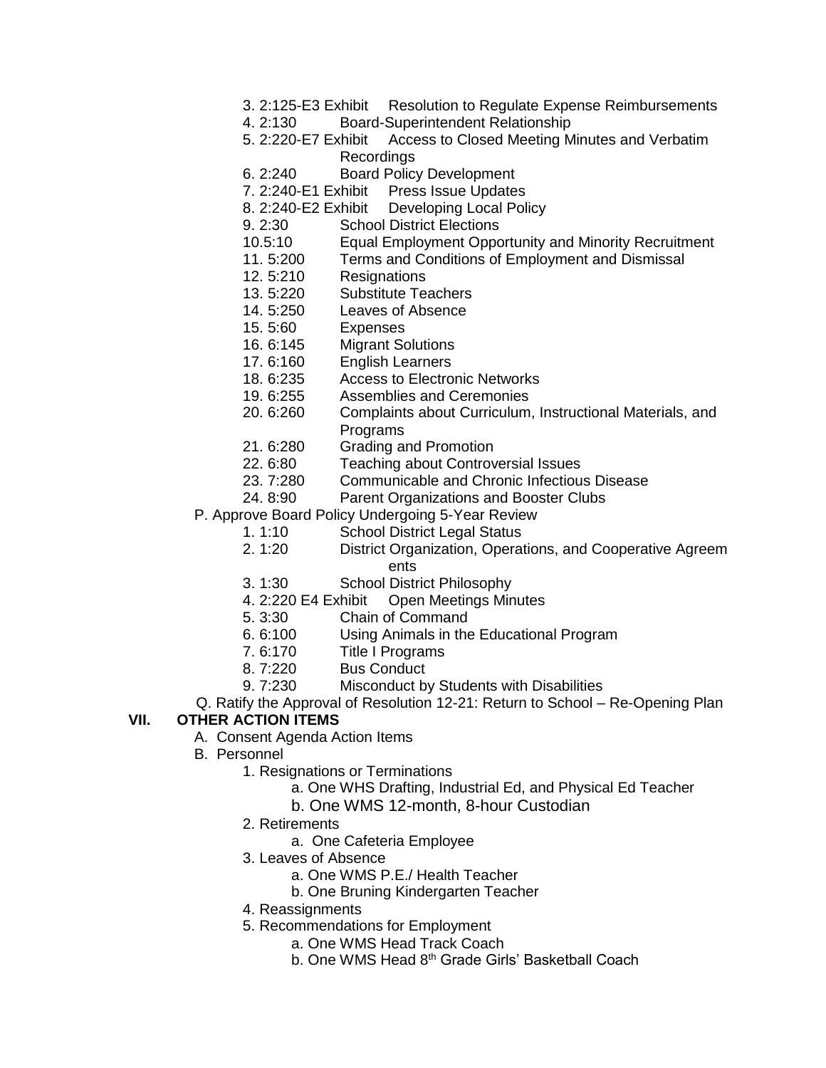3. 2:125-E3 Exhibit Resolution to Regulate Expense Reimbursements
4. 2:130 Board-Superintendent Relationship
5. 2:220-E7 Exhibit Access to Closed Meeting Minutes and Verbatim Recordings
6. 2:240 Board Policy Development
7. 2:240-E1 Exhibit Press Issue Updates
8. 2:240-E2 Exhibit Developing Local Policy
9. 2:30 School District Elections
10.5:10 Equal Employment Opportunity and Minority Recruitment
11. 5:200 Terms and Conditions of Employment and Dismissal
12. 5:210 Resignations
13. 5:220 Substitute Teachers
14. 5:250 Leaves of Absence
15. 5:60 Expenses
16. 6:145 Migrant Solutions
17. 6:160 English Learners
18. 6:235 Access to Electronic Networks
19. 6:255 Assemblies and Ceremonies
20. 6:260 Complaints about Curriculum, Instructional Materials, and Programs
21. 6:280 Grading and Promotion
22. 6:80 Teaching about Controversial Issues
23. 7:280 Communicable and Chronic Infectious Disease
24. 8:90 Parent Organizations and Booster Clubs

P. Approve Board Policy Undergoing 5-Year Review
1. 1:10 School District Legal Status
2. 1:20 District Organization, Operations, and Cooperative Agreem ents
3. 1:30 School District Philosophy
4. 2:220 E4 Exhibit Open Meetings Minutes
5. 3:30 Chain of Command
6. 6:100 Using Animals in the Educational Program
7. 6:170 Title I Programs
8. 7:220 Bus Conduct
9. 7:230 Misconduct by Students with Disabilities

Q. Ratify the Approval of Resolution 12-21: Return to School – Re-Opening Plan

**VII. OTHER ACTION ITEMS**

A. Consent Agenda Action Items

B. Personnel
1. Resignations or Terminations
   a. One WHS Drafting, Industrial Ed, and Physical Ed Teacher
   b. One WMS 12-month, 8-hour Custodian
2. Retirements
   a. One Cafeteria Employee
3. Leaves of Absence
   a. One WMS P.E./ Health Teacher
   b. One Bruning Kindergarten Teacher
4. Reassignments
5. Recommendations for Employment
   a. One WMS Head Track Coach
   b. One WMS Head 8th Grade Girls' Basketball Coach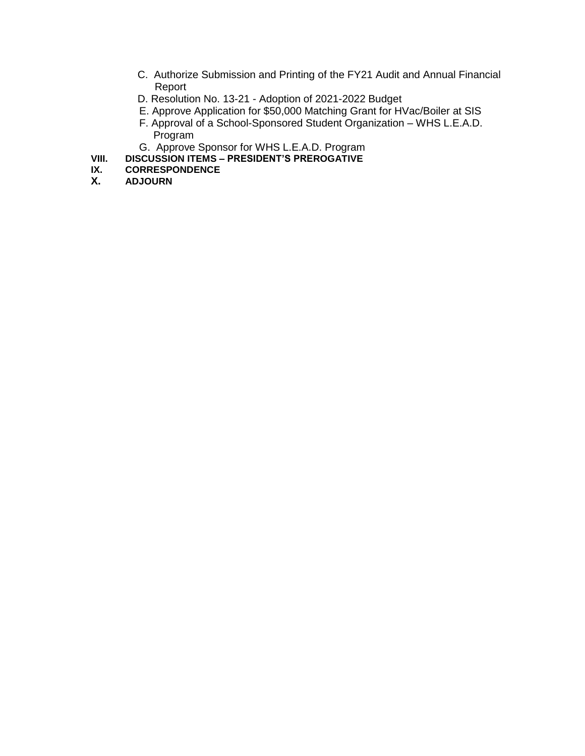C. Authorize Submission and Printing of the FY21 Audit and Annual Financial Report
D. Resolution No. 13-21 - Adoption of 2021-2022 Budget
E. Approve Application for $50,000 Matching Grant for HVac/Boiler at SIS
F. Approval of a School-Sponsored Student Organization – WHS L.E.A.D. Program
G. Approve Sponsor for WHS L.E.A.D. Program

**VIII. DISCUSSION ITEMS – PRESIDENT'S PREROGATIVE**

**IX. CORRESPONDENCE**

**X. ADJOURN**